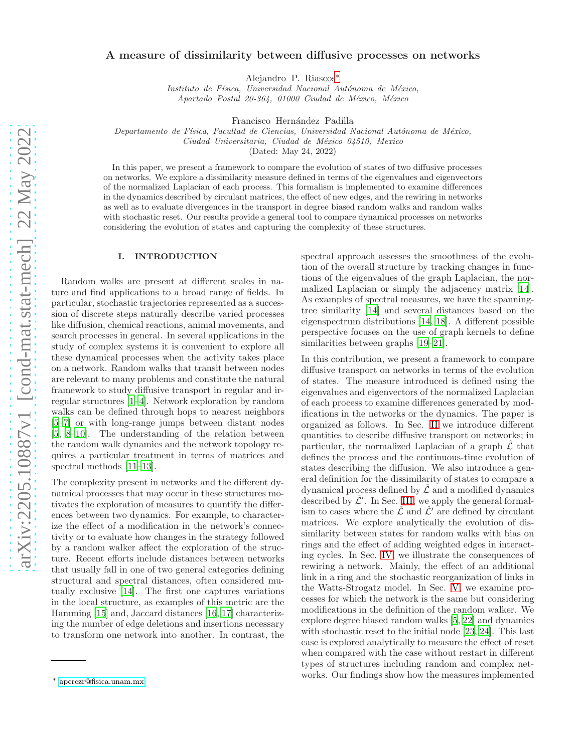# A measure of dissimilarity between diffusive processes on networks

Alejandro P. Riascos*

*Instituto de Física, Universidad Nacional Autónoma de México,*
*Apartado Postal 20-364, 01000 Ciudad de México, México*

Francisco Hernández Padilla

*Departamento de Física, Facultad de Ciencias, Universidad Nacional Autónoma de México,*
*Ciudad Universitaria, Ciudad de México 04510, Mexico*

(Dated: May 24, 2022)

In this paper, we present a framework to compare the evolution of states of two diffusive processes on networks. We explore a dissimilarity measure defined in terms of the eigenvalues and eigenvectors of the normalized Laplacian of each process. This formalism is implemented to examine differences in the dynamics described by circulant matrices, the effect of new edges, and the rewiring in networks as well as to evaluate divergences in the transport in degree biased random walks and random walks with stochastic reset. Our results provide a general tool to compare dynamical processes on networks considering the evolution of states and capturing the complexity of these structures.

## I. INTRODUCTION

Random walks are present at different scales in nature and find applications to a broad range of fields. In particular, stochastic trajectories represented as a succession of discrete steps naturally describe varied processes like diffusion, chemical reactions, animal movements, and search processes in general. In several applications in the study of complex systems it is convenient to explore all these dynamical processes when the activity takes place on a network. Random walks that transit between nodes are relevant to many problems and constitute the natural framework to study diffusive transport in regular and irregular structures [1–4]. Network exploration by random walks can be defined through hops to nearest neighbors [5–7] or with long-range jumps between distant nodes [5, 8–10]. The understanding of the relation between the random walk dynamics and the network topology requires a particular treatment in terms of matrices and spectral methods [11–13].

The complexity present in networks and the different dynamical processes that may occur in these structures motivates the exploration of measures to quantify the differences between two dynamics. For example, to characterize the effect of a modification in the network's connectivity or to evaluate how changes in the strategy followed by a random walker affect the exploration of the structure. Recent efforts include distances between networks that usually fall in one of two general categories defining structural and spectral distances, often considered mutually exclusive [14]. The first one captures variations in the local structure, as examples of this metric are the Hamming [15] and, Jaccard distances [16, 17] characterizing the number of edge deletions and insertions necessary to transform one network into another. In contrast, the spectral approach assesses the smoothness of the evolution of the overall structure by tracking changes in functions of the eigenvalues of the graph Laplacian, the normalized Laplacian or simply the adjacency matrix [14]. As examples of spectral measures, we have the spanning-tree similarity [14] and several distances based on the eigenspectrum distributions [14, 18]. A different possible perspective focuses on the use of graph kernels to define similarities between graphs [19–21].

In this contribution, we present a framework to compare diffusive transport on networks in terms of the evolution of states. The measure introduced is defined using the eigenvalues and eigenvectors of the normalized Laplacian of each process to examine differences generated by modifications in the networks or the dynamics. The paper is organized as follows. In Sec. II we introduce different quantities to describe diffusive transport on networks; in particular, the normalized Laplacian of a graph $\hat{\mathcal{L}}$ that defines the process and the continuous-time evolution of states describing the diffusion. We also introduce a general definition for the dissimilarity of states to compare a dynamical process defined by $\hat{\mathcal{L}}$ and a modified dynamics described by $\hat{\mathcal{L}}'$. In Sec. III, we apply the general formalism to cases where the $\hat{\mathcal{L}}$ and $\hat{\mathcal{L}}'$ are defined by circulant matrices. We explore analytically the evolution of dissimilarity between states for random walks with bias on rings and the effect of adding weighted edges in interacting cycles. In Sec. IV, we illustrate the consequences of rewiring a network. Mainly, the effect of an additional link in a ring and the stochastic reorganization of links in the Watts-Strogatz model. In Sec. V, we examine processes for which the network is the same but considering modifications in the definition of the random walker. We explore degree biased random walks [5, 22] and dynamics with stochastic reset to the initial node [23, 24]. This last case is explored analytically to measure the effect of reset when compared with the case without restart in different types of structures including random and complex networks. Our findings show how the measures implemented

* aperezr@fisica.unam.mx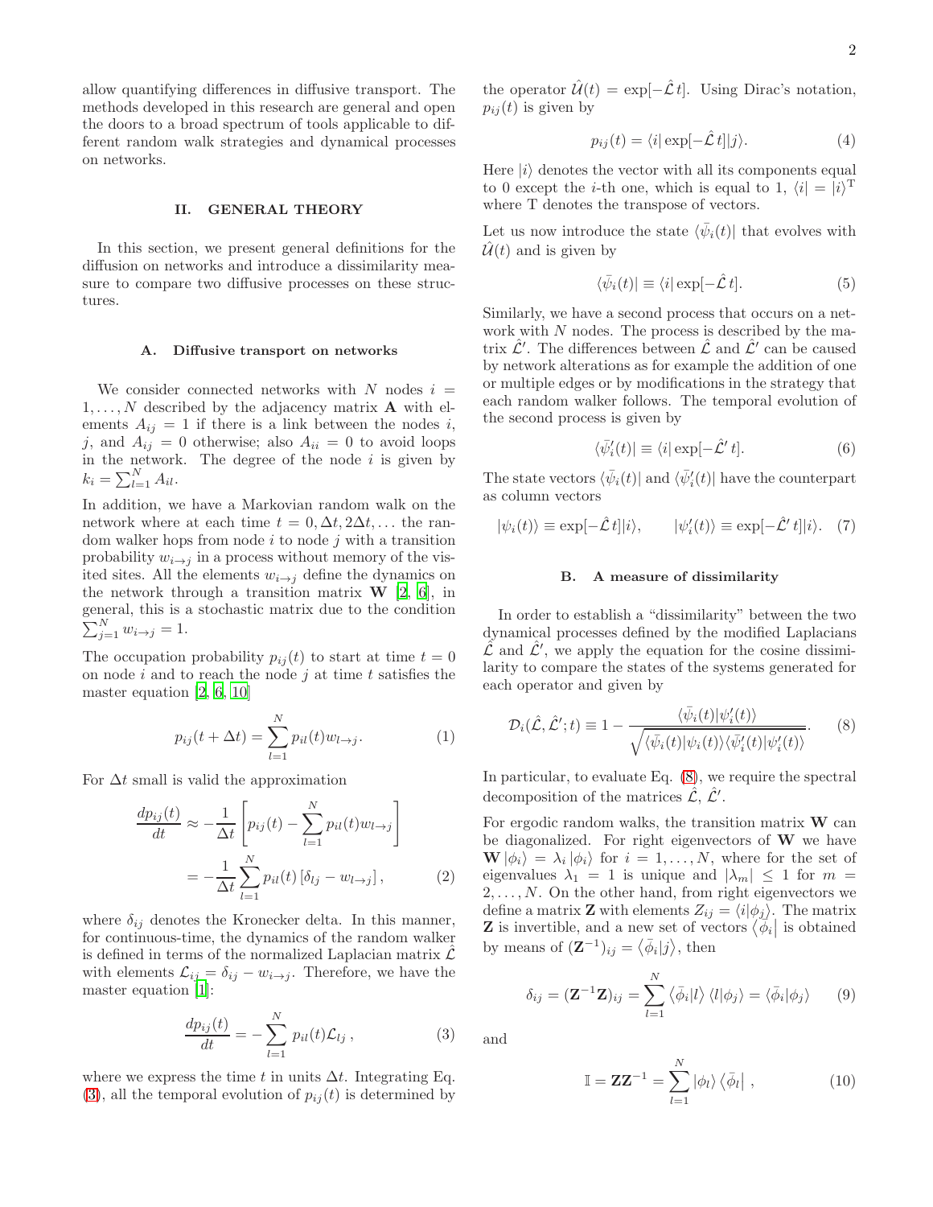allow quantifying differences in diffusive transport. The methods developed in this research are general and open the doors to a broad spectrum of tools applicable to different random walk strategies and dynamical processes on networks.

## II. GENERAL THEORY

In this section, we present general definitions for the diffusion on networks and introduce a dissimilarity measure to compare two diffusive processes on these structures.

### A. Diffusive transport on networks

We consider connected networks with $N$ nodes $i = 1, \ldots, N$ described by the adjacency matrix $\mathbf{A}$ with elements $A_{ij} = 1$ if there is a link between the nodes $i$, $j$, and $A_{ij} = 0$ otherwise; also $A_{ii} = 0$ to avoid loops in the network. The degree of the node $i$ is given by $k_i = \sum_{l=1}^{N} A_{il}$.

In addition, we have a Markovian random walk on the network where at each time $t = 0, \Delta t, 2\Delta t, \ldots$ the random walker hops from node $i$ to node $j$ with a transition probability $w_{i\to j}$ in a process without memory of the visited sites. All the elements $w_{i\to j}$ define the dynamics on the network through a transition matrix $\mathbf{W}$ [2, 6], in general, this is a stochastic matrix due to the condition $\sum_{j=1}^{N} w_{i\to j} = 1$.

The occupation probability $p_{ij}(t)$ to start at time $t = 0$ on node $i$ and to reach the node $j$ at time $t$ satisfies the master equation [2, 6, 10]

$$p_{ij}(t + \Delta t) = \sum_{l=1}^{N} p_{il}(t) w_{l\to j}. \tag{1}$$

For $\Delta t$ small is valid the approximation

$$\begin{aligned} \frac{dp_{ij}(t)}{dt} &\approx -\frac{1}{\Delta t}\left[p_{ij}(t) - \sum_{l=1}^{N} p_{il}(t) w_{l\to j}\right] \\ &= -\frac{1}{\Delta t}\sum_{l=1}^{N} p_{il}(t)\left[\delta_{lj} - w_{l\to j}\right], \end{aligned} \tag{2}$$

where $\delta_{ij}$ denotes the Kronecker delta. In this manner, for continuous-time, the dynamics of the random walker is defined in terms of the normalized Laplacian matrix $\hat{\mathcal{L}}$ with elements $\mathcal{L}_{ij} = \delta_{ij} - w_{i\to j}$. Therefore, we have the master equation [1]:

$$\frac{dp_{ij}(t)}{dt} = -\sum_{l=1}^{N} p_{il}(t)\mathcal{L}_{lj}\,, \tag{3}$$

where we express the time $t$ in units $\Delta t$. Integrating Eq. (3), all the temporal evolution of $p_{ij}(t)$ is determined by the operator $\hat{\mathcal{U}}(t) = \exp[-\hat{\mathcal{L}}\, t]$. Using Dirac's notation, $p_{ij}(t)$ is given by

$$p_{ij}(t) = \langle i|\exp[-\hat{\mathcal{L}}\, t]|j\rangle. \tag{4}$$

Here $|i\rangle$ denotes the vector with all its components equal to 0 except the $i$-th one, which is equal to 1, $\langle i| = |i\rangle^{\mathrm{T}}$ where T denotes the transpose of vectors.

Let us now introduce the state $\langle\bar{\psi}_i(t)|$ that evolves with $\hat{\mathcal{U}}(t)$ and is given by

$$\langle\bar{\psi}_i(t)| \equiv \langle i|\exp[-\hat{\mathcal{L}}\, t]. \tag{5}$$

Similarly, we have a second process that occurs on a network with $N$ nodes. The process is described by the matrix $\hat{\mathcal{L}}'$. The differences between $\hat{\mathcal{L}}$ and $\hat{\mathcal{L}}'$ can be caused by network alterations as for example the addition of one or multiple edges or by modifications in the strategy that each random walker follows. The temporal evolution of the second process is given by

$$\langle\bar{\psi}'_i(t)| \equiv \langle i|\exp[-\hat{\mathcal{L}}'\, t]. \tag{6}$$

The state vectors $\langle\bar{\psi}_i(t)|$ and $\langle\bar{\psi}'_i(t)|$ have the counterpart as column vectors

$$|\psi_i(t)\rangle \equiv \exp[-\hat{\mathcal{L}}\, t]|i\rangle, \qquad |\psi'_i(t)\rangle \equiv \exp[-\hat{\mathcal{L}}'\, t]|i\rangle. \tag{7}$$

### B. A measure of dissimilarity

In order to establish a "dissimilarity" between the two dynamical processes defined by the modified Laplacians $\hat{\mathcal{L}}$ and $\hat{\mathcal{L}}'$, we apply the equation for the cosine dissimilarity to compare the states of the systems generated for each operator and given by

$$\mathcal{D}_i(\hat{\mathcal{L}}, \hat{\mathcal{L}}'; t) \equiv 1 - \frac{\langle\bar{\psi}_i(t)|\psi'_i(t)\rangle}{\sqrt{\langle\bar{\psi}_i(t)|\psi_i(t)\rangle\langle\bar{\psi}'_i(t)|\psi'_i(t)\rangle}}. \tag{8}$$

In particular, to evaluate Eq. (8), we require the spectral decomposition of the matrices $\hat{\mathcal{L}}$, $\hat{\mathcal{L}}'$.

For ergodic random walks, the transition matrix $\mathbf{W}$ can be diagonalized. For right eigenvectors of $\mathbf{W}$ we have $\mathbf{W}|\phi_i\rangle = \lambda_i|\phi_i\rangle$ for $i = 1, \ldots, N$, where for the set of eigenvalues $\lambda_1 = 1$ is unique and $|\lambda_m| \leq 1$ for $m = 2, \ldots, N$. On the other hand, from right eigenvectors we define a matrix $\mathbf{Z}$ with elements $Z_{ij} = \langle i|\phi_j\rangle$. The matrix $\mathbf{Z}$ is invertible, and a new set of vectors $\langle\bar{\phi}_i|$ is obtained by means of $(\mathbf{Z}^{-1})_{ij} = \langle\bar{\phi}_i|j\rangle$, then

$$\delta_{ij} = (\mathbf{Z}^{-1}\mathbf{Z})_{ij} = \sum_{l=1}^{N}\langle\bar{\phi}_i|l\rangle\langle l|\phi_j\rangle = \langle\bar{\phi}_i|\phi_j\rangle \tag{9}$$

and

$$\mathbb{I} = \mathbf{Z}\mathbf{Z}^{-1} = \sum_{l=1}^{N}|\phi_l\rangle\langle\bar{\phi}_l|\,, \tag{10}$$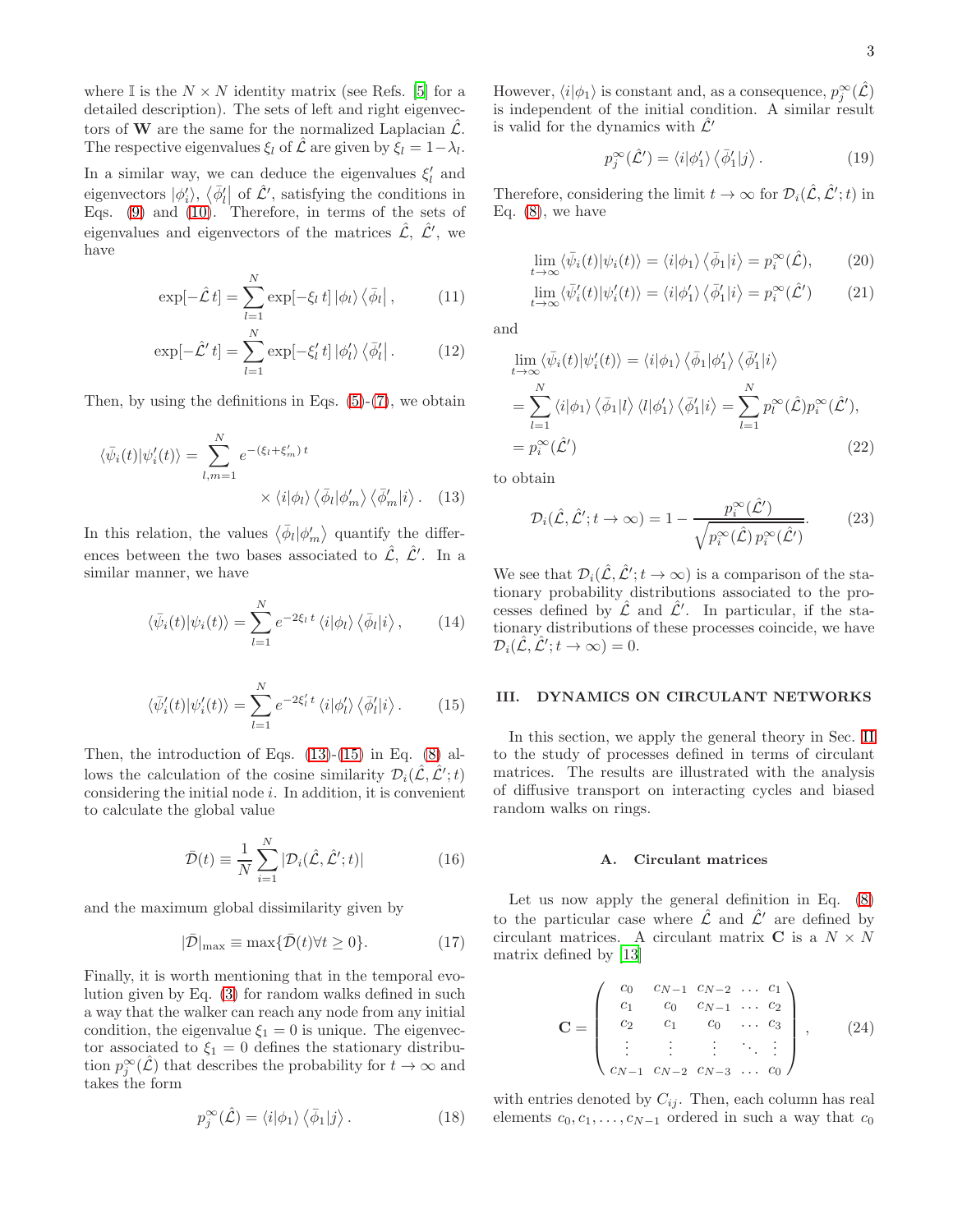where $\mathbb{I}$ is the $N \times N$ identity matrix (see Refs. [5] for a detailed description). The sets of left and right eigenvectors of $\mathbf{W}$ are the same for the normalized Laplacian $\hat{\mathcal{L}}$. The respective eigenvalues $\xi_l$ of $\hat{\mathcal{L}}$ are given by $\xi_l = 1-\lambda_l$.

In a similar way, we can deduce the eigenvalues $\xi_l'$ and eigenvectors $|\phi_i'\rangle$, $\langle\bar{\phi}_l'|$ of $\hat{\mathcal{L}}'$, satisfying the conditions in Eqs. (9) and (10). Therefore, in terms of the sets of eigenvalues and eigenvectors of the matrices $\hat{\mathcal{L}}$, $\hat{\mathcal{L}}'$, we have

$$\exp[-\hat{\mathcal{L}}\, t] = \sum_{l=1}^{N} \exp[-\xi_l\, t]\, |\phi_l\rangle \langle\bar{\phi}_l| , \tag{11}$$

$$\exp[-\hat{\mathcal{L}}'\, t] = \sum_{l=1}^{N} \exp[-\xi_l'\, t]\, |\phi_l'\rangle \langle\bar{\phi}_l'| . \tag{12}$$

Then, by using the definitions in Eqs. (5)-(7), we obtain

$$\langle\bar{\psi}_i(t)|\psi_i'(t)\rangle = \sum_{l,m=1}^{N} e^{-(\xi_l+\xi_m')\, t} \times \langle i|\phi_l\rangle \langle\bar{\phi}_l|\phi_m'\rangle \langle\bar{\phi}_m'|i\rangle . \tag{13}$$

In this relation, the values $\langle\bar{\phi}_l|\phi_m'\rangle$ quantify the differences between the two bases associated to $\hat{\mathcal{L}}$, $\hat{\mathcal{L}}'$. In a similar manner, we have

$$\langle\bar{\psi}_i(t)|\psi_i(t)\rangle = \sum_{l=1}^{N} e^{-2\xi_l\, t} \langle i|\phi_l\rangle \langle\bar{\phi}_l|i\rangle , \tag{14}$$

$$\langle\bar{\psi}_i'(t)|\psi_i'(t)\rangle = \sum_{l=1}^{N} e^{-2\xi_l'\, t} \langle i|\phi_l'\rangle \langle\bar{\phi}_l'|i\rangle . \tag{15}$$

Then, the introduction of Eqs. (13)-(15) in Eq. (8) allows the calculation of the cosine similarity $\mathcal{D}_i(\hat{\mathcal{L}}, \hat{\mathcal{L}}'; t)$ considering the initial node $i$. In addition, it is convenient to calculate the global value

$$\bar{\mathcal{D}}(t) \equiv \frac{1}{N}\sum_{i=1}^{N} |\mathcal{D}_i(\hat{\mathcal{L}}, \hat{\mathcal{L}}'; t)| \tag{16}$$

and the maximum global dissimilarity given by

$$|\bar{\mathcal{D}}|_{\max} \equiv \max\{\bar{\mathcal{D}}(t) \forall t \geq 0\}. \tag{17}$$

Finally, it is worth mentioning that in the temporal evolution given by Eq. (3) for random walks defined in such a way that the walker can reach any node from any initial condition, the eigenvalue $\xi_1 = 0$ is unique. The eigenvector associated to $\xi_1 = 0$ defines the stationary distribution $p_j^{\infty}(\hat{\mathcal{L}})$ that describes the probability for $t \to \infty$ and takes the form

$$p_j^{\infty}(\hat{\mathcal{L}}) = \langle i|\phi_1\rangle \langle\bar{\phi}_1|j\rangle . \tag{18}$$

However, $\langle i|\phi_1\rangle$ is constant and, as a consequence, $p_j^{\infty}(\hat{\mathcal{L}})$ is independent of the initial condition. A similar result is valid for the dynamics with $\hat{\mathcal{L}}'$

$$p_j^{\infty}(\hat{\mathcal{L}}') = \langle i|\phi_1'\rangle \langle\bar{\phi}_1'|j\rangle . \tag{19}$$

Therefore, considering the limit $t \to \infty$ for $\mathcal{D}_i(\hat{\mathcal{L}}, \hat{\mathcal{L}}'; t)$ in Eq. (8), we have

$$\lim_{t\to\infty} \langle\bar{\psi}_i(t)|\psi_i(t)\rangle = \langle i|\phi_1\rangle \langle\bar{\phi}_1|i\rangle = p_i^{\infty}(\hat{\mathcal{L}}), \tag{20}$$

$$\lim_{t\to\infty} \langle\bar{\psi}_i'(t)|\psi_i'(t)\rangle = \langle i|\phi_1'\rangle \langle\bar{\phi}_1'|i\rangle = p_i^{\infty}(\hat{\mathcal{L}}') \tag{21}$$

and

$$\begin{aligned}
&\lim_{t\to\infty} \langle\bar{\psi}_i(t)|\psi_i'(t)\rangle = \langle i|\phi_1\rangle \langle\bar{\phi}_1|\phi_1'\rangle \langle\bar{\phi}_1'|i\rangle \\
&= \sum_{l=1}^{N} \langle i|\phi_1\rangle \langle\bar{\phi}_1|l\rangle \langle l|\phi_1'\rangle \langle\bar{\phi}_1'|i\rangle = \sum_{l=1}^{N} p_l^{\infty}(\hat{\mathcal{L}}) p_i^{\infty}(\hat{\mathcal{L}}'), \\
&= p_i^{\infty}(\hat{\mathcal{L}}')
\end{aligned} \tag{22}$$

to obtain

$$\mathcal{D}_i(\hat{\mathcal{L}}, \hat{\mathcal{L}}'; t\to\infty) = 1 - \frac{p_i^{\infty}(\hat{\mathcal{L}}')}{\sqrt{p_i^{\infty}(\hat{\mathcal{L}})\, p_i^{\infty}(\hat{\mathcal{L}}')}}. \tag{23}$$

We see that $\mathcal{D}_i(\hat{\mathcal{L}}, \hat{\mathcal{L}}'; t\to\infty)$ is a comparison of the stationary probability distributions associated to the processes defined by $\hat{\mathcal{L}}$ and $\hat{\mathcal{L}}'$. In particular, if the stationary distributions of these processes coincide, we have $\mathcal{D}_i(\hat{\mathcal{L}}, \hat{\mathcal{L}}'; t\to\infty) = 0$.

## III. DYNAMICS ON CIRCULANT NETWORKS

In this section, we apply the general theory in Sec. II to the study of processes defined in terms of circulant matrices. The results are illustrated with the analysis of diffusive transport on interacting cycles and biased random walks on rings.

### A. Circulant matrices

Let us now apply the general definition in Eq. (8) to the particular case where $\hat{\mathcal{L}}$ and $\hat{\mathcal{L}}'$ are defined by circulant matrices. A circulant matrix $\mathbf{C}$ is a $N \times N$ matrix defined by [13]

$$\mathbf{C} = \begin{pmatrix} c_0 & c_{N-1} & c_{N-2} & \dots & c_1 \\ c_1 & c_0 & c_{N-1} & \dots & c_2 \\ c_2 & c_1 & c_0 & \dots & c_3 \\ \vdots & \vdots & \vdots & \ddots & \vdots \\ c_{N-1} & c_{N-2} & c_{N-3} & \dots & c_0 \end{pmatrix}, \tag{24}$$

with entries denoted by $C_{ij}$. Then, each column has real elements $c_0, c_1, \dots, c_{N-1}$ ordered in such a way that $c_0$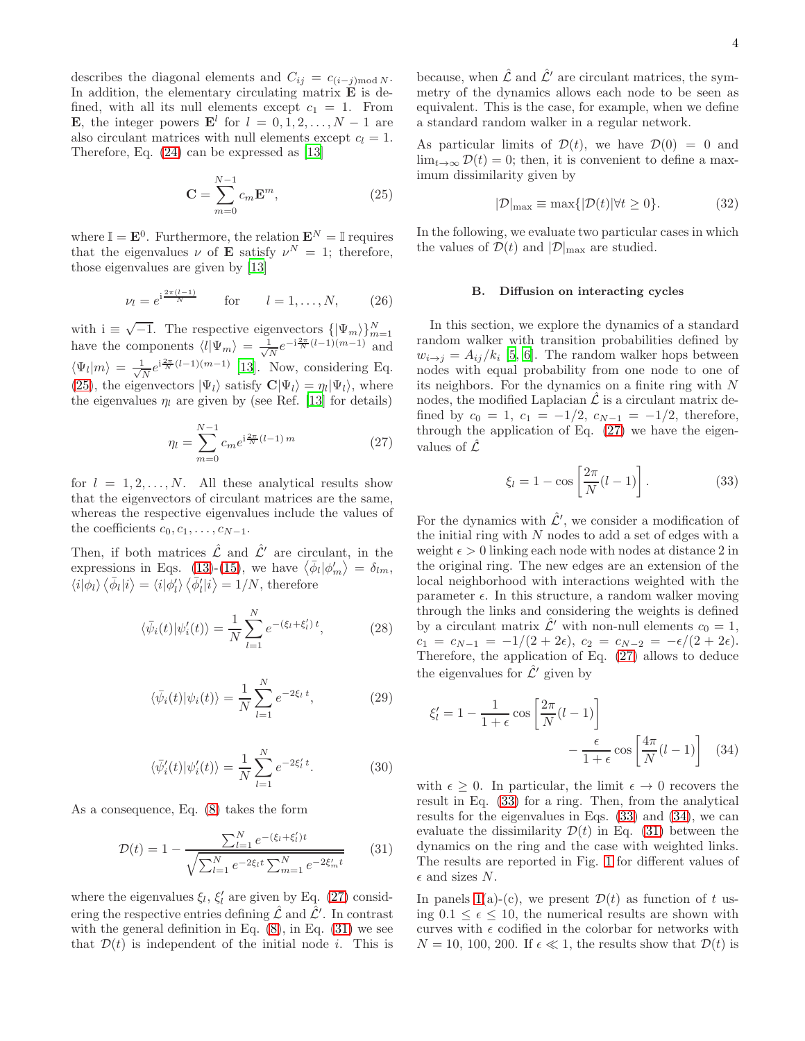describes the diagonal elements and $C_{ij} = c_{(i-j) \bmod N}$. In addition, the elementary circulating matrix $\mathbf{E}$ is defined, with all its null elements except $c_1 = 1$. From $\mathbf{E}$, the integer powers $\mathbf{E}^l$ for $l = 0, 1, 2, \ldots, N-1$ are also circulant matrices with null elements except $c_l = 1$. Therefore, Eq. (24) can be expressed as [13]

$$\mathbf{C} = \sum_{m=0}^{N-1} c_m \mathbf{E}^m, \tag{25}$$

where $\mathbb{I} = \mathbf{E}^0$. Furthermore, the relation $\mathbf{E}^N = \mathbb{I}$ requires that the eigenvalues $\nu$ of $\mathbf{E}$ satisfy $\nu^N = 1$; therefore, those eigenvalues are given by [13]

$$\nu_l = e^{\mathrm{i}\frac{2\pi(l-1)}{N}} \qquad \text{for} \qquad l = 1, \ldots, N, \tag{26}$$

with $\mathrm{i} \equiv \sqrt{-1}$. The respective eigenvectors $\{|\Psi_m\rangle\}_{m=1}^N$ have the components $\langle l|\Psi_m\rangle = \frac{1}{\sqrt{N}} e^{-\mathrm{i}\frac{2\pi}{N}(l-1)(m-1)}$ and $\langle \Psi_l|m\rangle = \frac{1}{\sqrt{N}} e^{\mathrm{i}\frac{2\pi}{N}(l-1)(m-1)}$ [13]. Now, considering Eq. (25), the eigenvectors $|\Psi_l\rangle$ satisfy $\mathbf{C}|\Psi_l\rangle = \eta_l|\Psi_l\rangle$, where the eigenvalues $\eta_l$ are given by (see Ref. [13] for details)

$$\eta_l = \sum_{m=0}^{N-1} c_m e^{\mathrm{i}\frac{2\pi}{N}(l-1)\, m} \tag{27}$$

for $l = 1, 2, \ldots, N$. All these analytical results show that the eigenvectors of circulant matrices are the same, whereas the respective eigenvalues include the values of the coefficients $c_0, c_1, \ldots, c_{N-1}$.

Then, if both matrices $\hat{\mathcal{L}}$ and $\hat{\mathcal{L}}'$ are circulant, in the expressions in Eqs. (13)-(15), we have $\langle \bar{\phi}_l|\phi'_m\rangle = \delta_{lm}$, $\langle i|\phi_l\rangle \langle \bar{\phi}_l|i\rangle = \langle i|\phi'_l\rangle \langle \bar{\phi}'_l|i\rangle = 1/N$, therefore

$$\langle \bar{\psi}_i(t)|\psi'_i(t)\rangle = \frac{1}{N} \sum_{l=1}^{N} e^{-(\xi_l + \xi'_l)\, t}, \tag{28}$$

$$\langle \bar{\psi}_i(t)|\psi_i(t)\rangle = \frac{1}{N} \sum_{l=1}^{N} e^{-2\xi_l\, t}, \tag{29}$$

$$\langle \bar{\psi}'_i(t)|\psi'_i(t)\rangle = \frac{1}{N} \sum_{l=1}^{N} e^{-2\xi'_l\, t}. \tag{30}$$

As a consequence, Eq. (8) takes the form

$$\mathcal{D}(t) = 1 - \frac{\sum_{l=1}^{N} e^{-(\xi_l + \xi'_l)t}}{\sqrt{\sum_{l=1}^{N} e^{-2\xi_l t} \sum_{m=1}^{N} e^{-2\xi'_m t}}} \tag{31}$$

where the eigenvalues $\xi_l$, $\xi'_l$ are given by Eq. (27) considering the respective entries defining $\hat{\mathcal{L}}$ and $\hat{\mathcal{L}}'$. In contrast with the general definition in Eq. (8), in Eq. (31) we see that $\mathcal{D}(t)$ is independent of the initial node $i$. This is because, when $\hat{\mathcal{L}}$ and $\hat{\mathcal{L}}'$ are circulant matrices, the symmetry of the dynamics allows each node to be seen as equivalent. This is the case, for example, when we define a standard random walker in a regular network.

As particular limits of $\mathcal{D}(t)$, we have $\mathcal{D}(0) = 0$ and $\lim_{t\to\infty} \mathcal{D}(t) = 0$; then, it is convenient to define a maximum dissimilarity given by

$$|\mathcal{D}|_{\max} \equiv \max\{|\mathcal{D}(t)| \forall t \geq 0\}. \tag{32}$$

In the following, we evaluate two particular cases in which the values of $\mathcal{D}(t)$ and $|\mathcal{D}|_{\max}$ are studied.

### B. Diffusion on interacting cycles

In this section, we explore the dynamics of a standard random walker with transition probabilities defined by $w_{i\to j} = A_{ij}/k_i$ [5, 6]. The random walker hops between nodes with equal probability from one node to one of its neighbors. For the dynamics on a finite ring with $N$ nodes, the modified Laplacian $\hat{\mathcal{L}}$ is a circulant matrix defined by $c_0 = 1$, $c_1 = -1/2$, $c_{N-1} = -1/2$, therefore, through the application of Eq. (27) we have the eigenvalues of $\hat{\mathcal{L}}$

$$\xi_l = 1 - \cos\left[\frac{2\pi}{N}(l-1)\right]. \tag{33}$$

For the dynamics with $\hat{\mathcal{L}}'$, we consider a modification of the initial ring with $N$ nodes to add a set of edges with a weight $\epsilon > 0$ linking each node with nodes at distance 2 in the original ring. The new edges are an extension of the local neighborhood with interactions weighted with the parameter $\epsilon$. In this structure, a random walker moving through the links and considering the weights is defined by a circulant matrix $\hat{\mathcal{L}}'$ with non-null elements $c_0 = 1$, $c_1 = c_{N-1} = -1/(2+2\epsilon)$, $c_2 = c_{N-2} = -\epsilon/(2+2\epsilon)$. Therefore, the application of Eq. (27) allows to deduce the eigenvalues for $\hat{\mathcal{L}}'$ given by

$$\xi'_l = 1 - \frac{1}{1+\epsilon}\cos\left[\frac{2\pi}{N}(l-1)\right] - \frac{\epsilon}{1+\epsilon}\cos\left[\frac{4\pi}{N}(l-1)\right] \tag{34}$$

with $\epsilon \geq 0$. In particular, the limit $\epsilon \to 0$ recovers the result in Eq. (33) for a ring. Then, from the analytical results for the eigenvalues in Eqs. (33) and (34), we can evaluate the dissimilarity $\mathcal{D}(t)$ in Eq. (31) between the dynamics on the ring and the case with weighted links. The results are reported in Fig. 1 for different values of $\epsilon$ and sizes $N$.

In panels 1(a)-(c), we present $\mathcal{D}(t)$ as function of $t$ using $0.1 \leq \epsilon \leq 10$, the numerical results are shown with curves with $\epsilon$ codified in the colorbar for networks with $N = 10, 100, 200$. If $\epsilon \ll 1$, the results show that $\mathcal{D}(t)$ is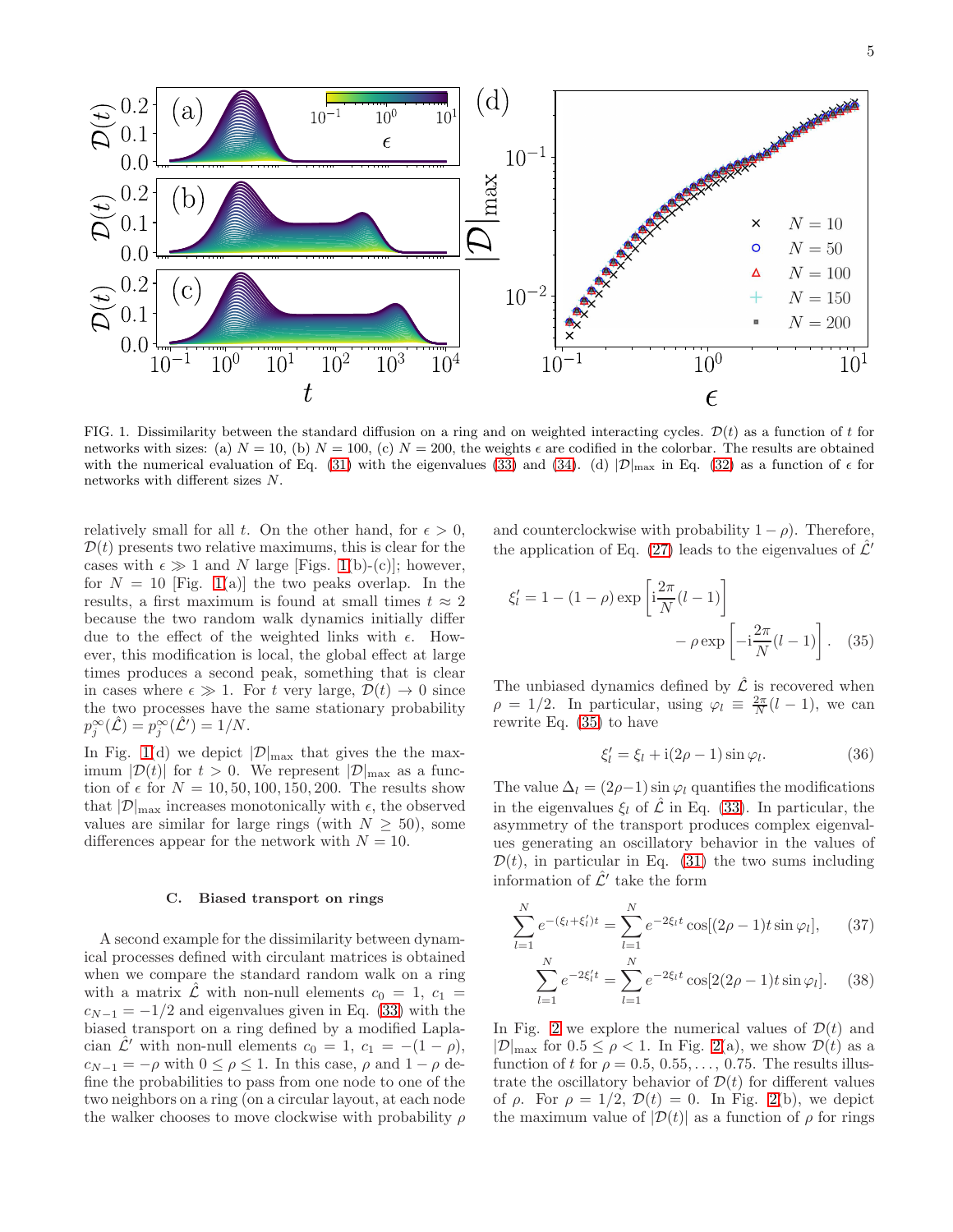FIG. 1. Dissimilarity between the standard diffusion on a ring and on weighted interacting cycles. $\mathcal{D}(t)$ as a function of $t$ for networks with sizes: (a) $N = 10$, (b) $N = 100$, (c) $N = 200$, the weights $\epsilon$ are codified in the colorbar. The results are obtained with the numerical evaluation of Eq. (31) with the eigenvalues (33) and (34). (d) $|\mathcal{D}|_{\max}$ in Eq. (32) as a function of $\epsilon$ for networks with different sizes $N$.

relatively small for all $t$. On the other hand, for $\epsilon > 0$, $\mathcal{D}(t)$ presents two relative maximums, this is clear for the cases with $\epsilon \gg 1$ and $N$ large [Figs. 1(b)-(c)]; however, for $N = 10$ [Fig. 1(a)] the two peaks overlap. In the results, a first maximum is found at small times $t \approx 2$ because the two random walk dynamics initially differ due to the effect of the weighted links with $\epsilon$. However, this modification is local, the global effect at large times produces a second peak, something that is clear in cases where $\epsilon \gg 1$. For $t$ very large, $\mathcal{D}(t) \to 0$ since the two processes have the same stationary probability $p_j^{\infty}(\hat{\mathcal{L}}) = p_j^{\infty}(\hat{\mathcal{L}}') = 1/N$.

In Fig. 1(d) we depict $|\mathcal{D}|_{\max}$ that gives the the maximum $|\mathcal{D}(t)|$ for $t > 0$. We represent $|\mathcal{D}|_{\max}$ as a function of $\epsilon$ for $N = 10, 50, 100, 150, 200$. The results show that $|\mathcal{D}|_{\max}$ increases monotonically with $\epsilon$, the observed values are similar for large rings (with $N \geq 50$), some differences appear for the network with $N = 10$.

### C. Biased transport on rings

A second example for the dissimilarity between dynamical processes defined with circulant matrices is obtained when we compare the standard random walk on a ring with a matrix $\hat{\mathcal{L}}$ with non-null elements $c_0 = 1$, $c_1 = c_{N-1} = -1/2$ and eigenvalues given in Eq. (33) with the biased transport on a ring defined by a modified Laplacian $\hat{\mathcal{L}}'$ with non-null elements $c_0 = 1$, $c_1 = -(1-\rho)$, $c_{N-1} = -\rho$ with $0 \leq \rho \leq 1$. In this case, $\rho$ and $1-\rho$ define the probabilities to pass from one node to one of the two neighbors on a ring (on a circular layout, at each node the walker chooses to move clockwise with probability $\rho$ and counterclockwise with probability $1-\rho$). Therefore, the application of Eq. (27) leads to the eigenvalues of $\hat{\mathcal{L}}'$

$$\xi_l' = 1 - (1-\rho)\exp\left[\mathrm{i}\frac{2\pi}{N}(l-1)\right] - \rho \exp\left[-\mathrm{i}\frac{2\pi}{N}(l-1)\right]. \quad (35)$$

The unbiased dynamics defined by $\hat{\mathcal{L}}$ is recovered when $\rho = 1/2$. In particular, using $\varphi_l \equiv \frac{2\pi}{N}(l-1)$, we can rewrite Eq. (35) to have

$$\xi_l' = \xi_l + \mathrm{i}(2\rho - 1)\sin\varphi_l. \quad (36)$$

The value $\Delta_l = (2\rho-1)\sin\varphi_l$ quantifies the modifications in the eigenvalues $\xi_l$ of $\hat{\mathcal{L}}$ in Eq. (33). In particular, the asymmetry of the transport produces complex eigenvalues generating an oscillatory behavior in the values of $\mathcal{D}(t)$, in particular in Eq. (31) the two sums including information of $\hat{\mathcal{L}}'$ take the form

$$\sum_{l=1}^{N} e^{-(\xi_l + \xi_l')t} = \sum_{l=1}^{N} e^{-2\xi_l t}\cos[(2\rho-1)t\sin\varphi_l], \quad (37)$$

$$\sum_{l=1}^{N} e^{-2\xi_l' t} = \sum_{l=1}^{N} e^{-2\xi_l t}\cos[2(2\rho-1)t\sin\varphi_l]. \quad (38)$$

In Fig. 2 we explore the numerical values of $\mathcal{D}(t)$ and $|\mathcal{D}|_{\max}$ for $0.5 \leq \rho < 1$. In Fig. 2(a), we show $\mathcal{D}(t)$ as a function of $t$ for $\rho = 0.5, 0.55, \ldots, 0.75$. The results illustrate the oscillatory behavior of $\mathcal{D}(t)$ for different values of $\rho$. For $\rho = 1/2$, $\mathcal{D}(t) = 0$. In Fig. 2(b), we depict the maximum value of $|\mathcal{D}(t)|$ as a function of $\rho$ for rings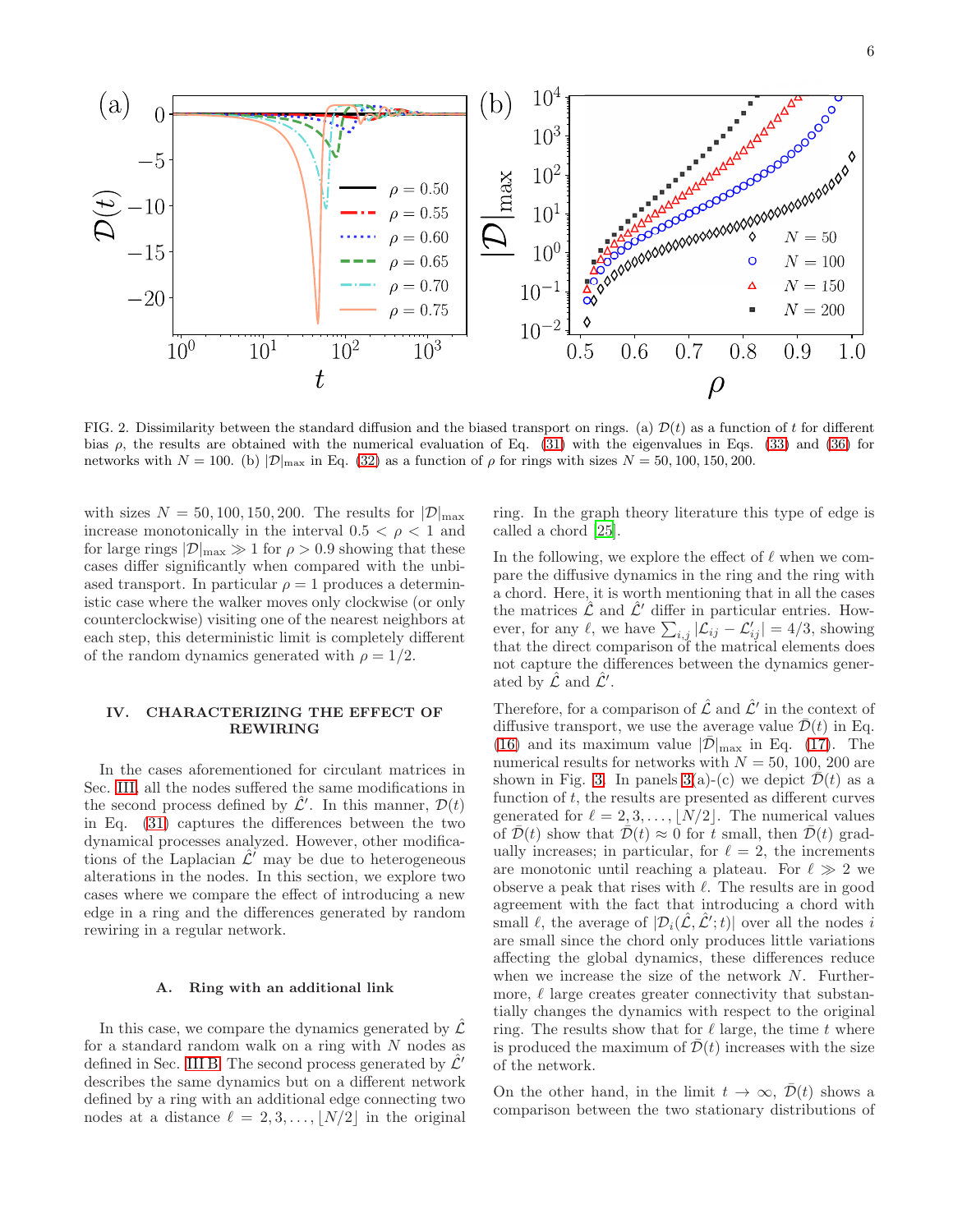FIG. 2. Dissimilarity between the standard diffusion and the biased transport on rings. (a) $\mathcal{D}(t)$ as a function of $t$ for different bias $\rho$, the results are obtained with the numerical evaluation of Eq. (31) with the eigenvalues in Eqs. (33) and (36) for networks with $N = 100$. (b) $|\mathcal{D}|_{\max}$ in Eq. (32) as a function of $\rho$ for rings with sizes $N = 50, 100, 150, 200$.

with sizes $N = 50, 100, 150, 200$. The results for $|\mathcal{D}|_{\max}$ increase monotonically in the interval $0.5 < \rho < 1$ and for large rings $|\mathcal{D}|_{\max} \gg 1$ for $\rho > 0.9$ showing that these cases differ significantly when compared with the unbiased transport. In particular $\rho = 1$ produces a deterministic case where the walker moves only clockwise (or only counterclockwise) visiting one of the nearest neighbors at each step, this deterministic limit is completely different of the random dynamics generated with $\rho = 1/2$.

## IV. CHARACTERIZING THE EFFECT OF REWIRING

In the cases aforementioned for circulant matrices in Sec. III, all the nodes suffered the same modifications in the second process defined by $\hat{\mathcal{L}}'$. In this manner, $\mathcal{D}(t)$ in Eq. (31) captures the differences between the two dynamical processes analyzed. However, other modifications of the Laplacian $\hat{\mathcal{L}}'$ may be due to heterogeneous alterations in the nodes. In this section, we explore two cases where we compare the effect of introducing a new edge in a ring and the differences generated by random rewiring in a regular network.

### A. Ring with an additional link

In this case, we compare the dynamics generated by $\hat{\mathcal{L}}$ for a standard random walk on a ring with $N$ nodes as defined in Sec. III B. The second process generated by $\hat{\mathcal{L}}'$ describes the same dynamics but on a different network defined by a ring with an additional edge connecting two nodes at a distance $\ell = 2, 3, \ldots, \lfloor N/2 \rfloor$ in the original ring. In the graph theory literature this type of edge is called a chord [25].

In the following, we explore the effect of $\ell$ when we compare the diffusive dynamics in the ring and the ring with a chord. Here, it is worth mentioning that in all the cases the matrices $\hat{\mathcal{L}}$ and $\hat{\mathcal{L}}'$ differ in particular entries. However, for any $\ell$, we have $\sum_{i,j} |\mathcal{L}_{ij} - \mathcal{L}'_{ij}| = 4/3$, showing that the direct comparison of the matrical elements does not capture the differences between the dynamics generated by $\hat{\mathcal{L}}$ and $\hat{\mathcal{L}}'$.

Therefore, for a comparison of $\hat{\mathcal{L}}$ and $\hat{\mathcal{L}}'$ in the context of diffusive transport, we use the average value $\bar{\mathcal{D}}(t)$ in Eq. (16) and its maximum value $|\bar{\mathcal{D}}|_{\max}$ in Eq. (17). The numerical results for networks with $N = 50, 100, 200$ are shown in Fig. 3. In panels 3(a)-(c) we depict $\bar{\mathcal{D}}(t)$ as a function of $t$, the results are presented as different curves generated for $\ell = 2, 3, \ldots, \lfloor N/2 \rfloor$. The numerical values of $\bar{\mathcal{D}}(t)$ show that $\bar{\mathcal{D}}(t) \approx 0$ for $t$ small, then $\bar{\mathcal{D}}(t)$ gradually increases; in particular, for $\ell = 2$, the increments are monotonic until reaching a plateau. For $\ell \gg 2$ we observe a peak that rises with $\ell$. The results are in good agreement with the fact that introducing a chord with small $\ell$, the average of $|\mathcal{D}_i(\hat{\mathcal{L}}, \hat{\mathcal{L}}'; t)|$ over all the nodes $i$ are small since the chord only produces little variations affecting the global dynamics, these differences reduce when we increase the size of the network $N$. Furthermore, $\ell$ large creates greater connectivity that substantially changes the dynamics with respect to the original ring. The results show that for $\ell$ large, the time $t$ where is produced the maximum of $\bar{\mathcal{D}}(t)$ increases with the size of the network.

On the other hand, in the limit $t \to \infty$, $\bar{\mathcal{D}}(t)$ shows a comparison between the two stationary distributions of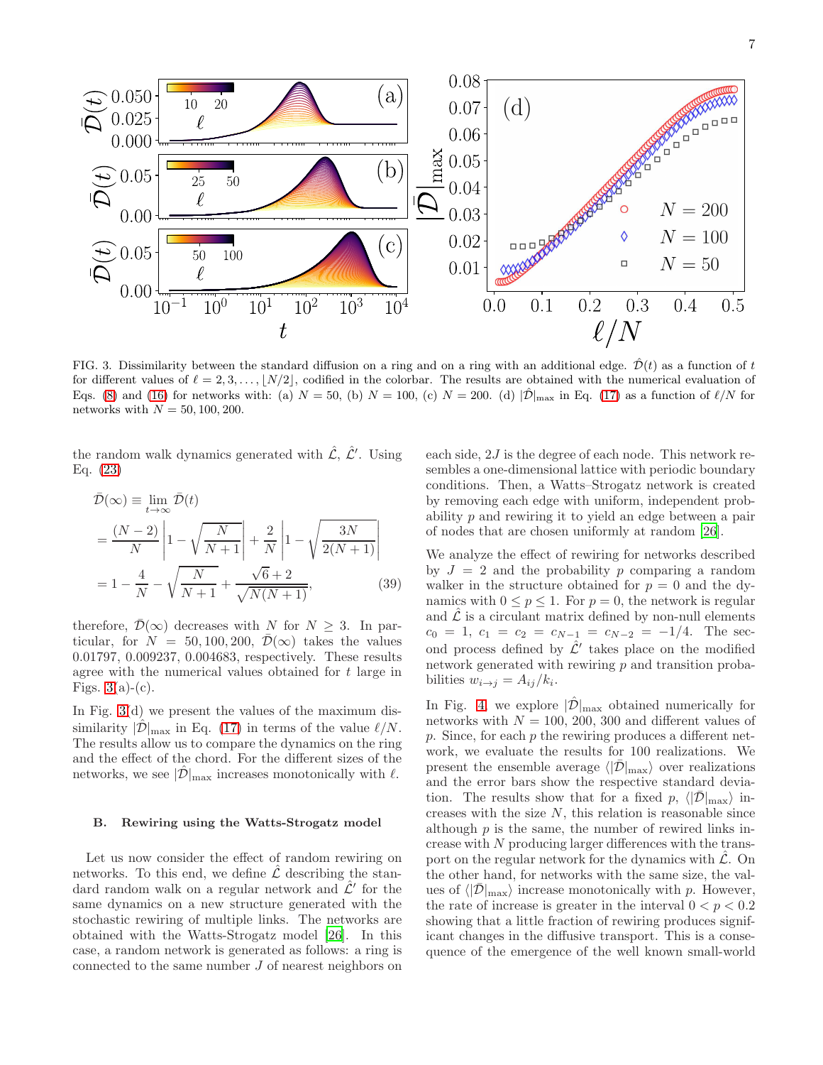FIG. 3. Dissimilarity between the standard diffusion on a ring and on a ring with an additional edge. $\hat{\mathcal{D}}(t)$ as a function of $t$ for different values of $\ell = 2, 3, \dots, \lfloor N/2 \rfloor$, codified in the colorbar. The results are obtained with the numerical evaluation of Eqs. (8) and (16) for networks with: (a) $N = 50$, (b) $N = 100$, (c) $N = 200$. (d) $|\hat{\mathcal{D}}|_{\max}$ in Eq. (17) as a function of $\ell/N$ for networks with $N = 50, 100, 200$.

the random walk dynamics generated with $\hat{\mathcal{L}}$, $\hat{\mathcal{L}}'$. Using Eq. (23)

$$
\begin{aligned}
\bar{\mathcal{D}}(\infty) &\equiv \lim_{t\to\infty} \bar{\mathcal{D}}(t) \\
&= \frac{(N-2)}{N}\left|1-\sqrt{\frac{N}{N+1}}\right| + \frac{2}{N}\left|1-\sqrt{\frac{3N}{2(N+1)}}\right| \\
&= 1 - \frac{4}{N} - \sqrt{\frac{N}{N+1}} + \frac{\sqrt{6}+2}{\sqrt{N(N+1)}}, \qquad (39)
\end{aligned}
$$

therefore, $\bar{\mathcal{D}}(\infty)$ decreases with $N$ for $N \geq 3$. In particular, for $N = 50, 100, 200$, $\bar{\mathcal{D}}(\infty)$ takes the values 0.01797, 0.009237, 0.004683, respectively. These results agree with the numerical values obtained for $t$ large in Figs. 3(a)-(c).

In Fig. 3(d) we present the values of the maximum dissimilarity $|\hat{\mathcal{D}}|_{\max}$ in Eq. (17) in terms of the value $\ell/N$. The results allow us to compare the dynamics on the ring and the effect of the chord. For the different sizes of the networks, we see $|\hat{\mathcal{D}}|_{\max}$ increases monotonically with $\ell$.

### B. Rewiring using the Watts-Strogatz model

Let us now consider the effect of random rewiring on networks. To this end, we define $\hat{\mathcal{L}}$ describing the standard random walk on a regular network and $\hat{\mathcal{L}}'$ for the same dynamics on a new structure generated with the stochastic rewiring of multiple links. The networks are obtained with the Watts-Strogatz model [26]. In this case, a random network is generated as follows: a ring is connected to the same number $J$ of nearest neighbors on each side, $2J$ is the degree of each node. This network resembles a one-dimensional lattice with periodic boundary conditions. Then, a Watts–Strogatz network is created by removing each edge with uniform, independent probability $p$ and rewiring it to yield an edge between a pair of nodes that are chosen uniformly at random [26].

We analyze the effect of rewiring for networks described by $J = 2$ and the probability $p$ comparing a random walker in the structure obtained for $p = 0$ and the dynamics with $0 \leq p \leq 1$. For $p = 0$, the network is regular and $\hat{\mathcal{L}}$ is a circulant matrix defined by non-null elements $c_0 = 1$, $c_1 = c_2 = c_{N-1} = c_{N-2} = -1/4$. The second process defined by $\hat{\mathcal{L}}'$ takes place on the modified network generated with rewiring $p$ and transition probabilities $w_{i\to j} = A_{ij}/k_i$.

In Fig. 4 we explore $|\hat{\mathcal{D}}|_{\max}$ obtained numerically for networks with $N = 100, 200, 300$ and different values of $p$. Since, for each $p$ the rewiring produces a different network, we evaluate the results for 100 realizations. We present the ensemble average $\langle|\bar{\mathcal{D}}|_{\max}\rangle$ over realizations and the error bars show the respective standard deviation. The results show that for a fixed $p$, $\langle|\bar{\mathcal{D}}|_{\max}\rangle$ increases with the size $N$, this relation is reasonable since although $p$ is the same, the number of rewired links increase with $N$ producing larger differences with the transport on the regular network for the dynamics with $\hat{\mathcal{L}}$. On the other hand, for networks with the same size, the values of $\langle|\bar{\mathcal{D}}|_{\max}\rangle$ increase monotonically with $p$. However, the rate of increase is greater in the interval $0 < p < 0.2$ showing that a little fraction of rewiring produces significant changes in the diffusive transport. This is a consequence of the emergence of the well known small-world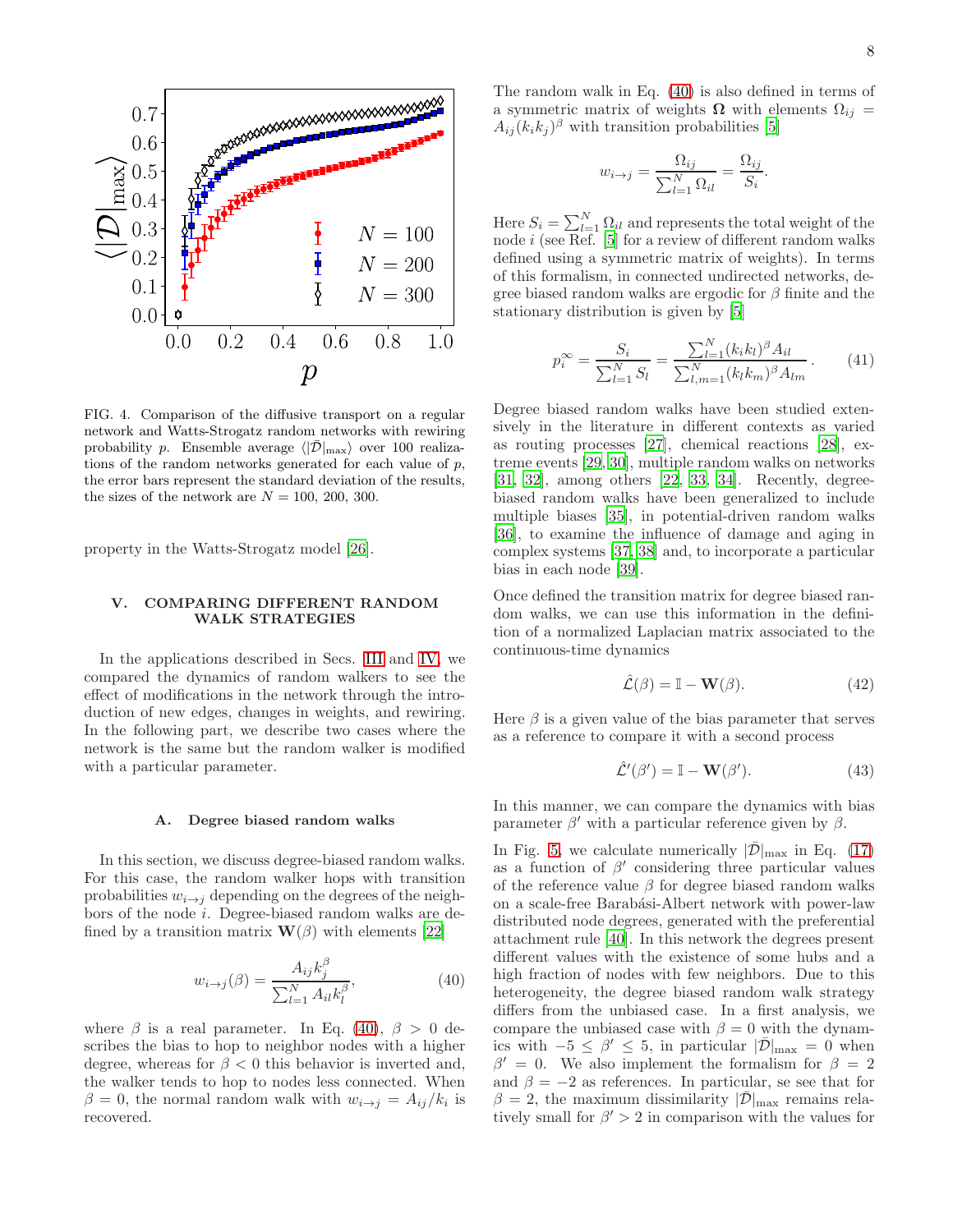FIG. 4. Comparison of the diffusive transport on a regular network and Watts-Strogatz random networks with rewiring probability $p$. Ensemble average $\langle|\bar{\mathcal{D}}|_{\max}\rangle$ over 100 realizations of the random networks generated for each value of $p$, the error bars represent the standard deviation of the results, the sizes of the network are $N = 100, 200, 300$.

property in the Watts-Strogatz model [26].

## V. COMPARING DIFFERENT RANDOM WALK STRATEGIES

In the applications described in Secs. III and IV, we compared the dynamics of random walkers to see the effect of modifications in the network through the introduction of new edges, changes in weights, and rewiring. In the following part, we describe two cases where the network is the same but the random walker is modified with a particular parameter.

### A. Degree biased random walks

In this section, we discuss degree-biased random walks. For this case, the random walker hops with transition probabilities $w_{i\to j}$ depending on the degrees of the neighbors of the node $i$. Degree-biased random walks are defined by a transition matrix $\mathbf{W}(\beta)$ with elements [22]

$$w_{i\to j}(\beta) = \frac{A_{ij}k_j^\beta}{\sum_{l=1}^N A_{il}k_l^\beta}, \tag{40}$$

where $\beta$ is a real parameter. In Eq. (40), $\beta > 0$ describes the bias to hop to neighbor nodes with a higher degree, whereas for $\beta < 0$ this behavior is inverted and, the walker tends to hop to nodes less connected. When $\beta = 0$, the normal random walk with $w_{i\to j} = A_{ij}/k_i$ is recovered.

The random walk in Eq. (40) is also defined in terms of a symmetric matrix of weights $\mathbf{\Omega}$ with elements $\Omega_{ij} = A_{ij}(k_ik_j)^\beta$ with transition probabilities [5]

$$w_{i\to j} = \frac{\Omega_{ij}}{\sum_{l=1}^N \Omega_{il}} = \frac{\Omega_{ij}}{S_i}.$$

Here $S_i = \sum_{l=1}^N \Omega_{il}$ and represents the total weight of the node $i$ (see Ref. [5] for a review of different random walks defined using a symmetric matrix of weights). In terms of this formalism, in connected undirected networks, degree biased random walks are ergodic for $\beta$ finite and the stationary distribution is given by [5]

$$p_i^\infty = \frac{S_i}{\sum_{l=1}^N S_l} = \frac{\sum_{l=1}^N (k_ik_l)^\beta A_{il}}{\sum_{l,m=1}^N (k_lk_m)^\beta A_{lm}}. \tag{41}$$

Degree biased random walks have been studied extensively in the literature in different contexts as varied as routing processes [27], chemical reactions [28], extreme events [29, 30], multiple random walks on networks [31, 32], among others [22, 33, 34]. Recently, degree-biased random walks have been generalized to include multiple biases [35], in potential-driven random walks [36], to examine the influence of damage and aging in complex systems [37, 38] and, to incorporate a particular bias in each node [39].

Once defined the transition matrix for degree biased random walks, we can use this information in the definition of a normalized Laplacian matrix associated to the continuous-time dynamics

$$\hat{\mathcal{L}}(\beta) = \mathbb{I} - \mathbf{W}(\beta). \tag{42}$$

Here $\beta$ is a given value of the bias parameter that serves as a reference to compare it with a second process

$$\hat{\mathcal{L}}'(\beta') = \mathbb{I} - \mathbf{W}(\beta'). \tag{43}$$

In this manner, we can compare the dynamics with bias parameter $\beta'$ with a particular reference given by $\beta$.

In Fig. 5, we calculate numerically $|\bar{\mathcal{D}}|_{\max}$ in Eq. (17) as a function of $\beta'$ considering three particular values of the reference value $\beta$ for degree biased random walks on a scale-free Barabási-Albert network with power-law distributed node degrees, generated with the preferential attachment rule [40]. In this network the degrees present different values with the existence of some hubs and a high fraction of nodes with few neighbors. Due to this heterogeneity, the degree biased random walk strategy differs from the unbiased case. In a first analysis, we compare the unbiased case with $\beta = 0$ with the dynamics with $-5 \le \beta' \le 5$, in particular $|\bar{\mathcal{D}}|_{\max} = 0$ when $\beta' = 0$. We also implement the formalism for $\beta = 2$ and $\beta = -2$ as references. In particular, se see that for $\beta = 2$, the maximum dissimilarity $|\bar{\mathcal{D}}|_{\max}$ remains relatively small for $\beta' > 2$ in comparison with the values for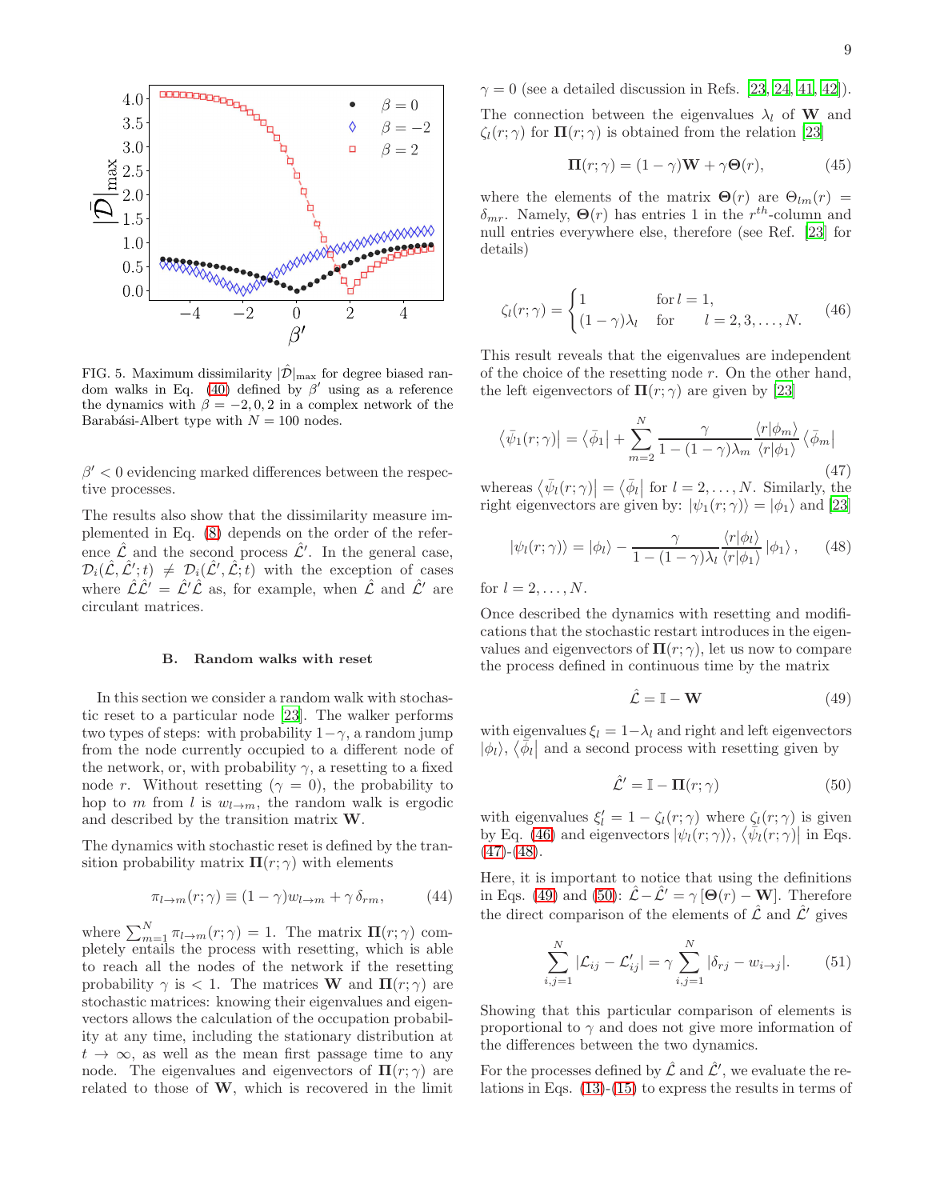FIG. 5. Maximum dissimilarity $|\hat{\mathcal{D}}|_{\max}$ for degree biased random walks in Eq. (40) defined by $\beta'$ using as a reference the dynamics with $\beta = -2, 0, 2$ in a complex network of the Barabási-Albert type with $N = 100$ nodes.

$\beta' < 0$ evidencing marked differences between the respective processes.

The results also show that the dissimilarity measure implemented in Eq. (8) depends on the order of the reference $\hat{\mathcal{L}}$ and the second process $\hat{\mathcal{L}}'$. In the general case, $\mathcal{D}_i(\hat{\mathcal{L}}, \hat{\mathcal{L}}'; t) \neq \mathcal{D}_i(\hat{\mathcal{L}}', \hat{\mathcal{L}}; t)$ with the exception of cases where $\hat{\mathcal{L}}\hat{\mathcal{L}}' = \hat{\mathcal{L}}'\hat{\mathcal{L}}$ as, for example, when $\hat{\mathcal{L}}$ and $\hat{\mathcal{L}}'$ are circulant matrices.

### B. Random walks with reset

In this section we consider a random walk with stochastic reset to a particular node [23]. The walker performs two types of steps: with probability $1-\gamma$, a random jump from the node currently occupied to a different node of the network, or, with probability $\gamma$, a resetting to a fixed node $r$. Without resetting ($\gamma = 0$), the probability to hop to $m$ from $l$ is $w_{l\to m}$, the random walk is ergodic and described by the transition matrix $\mathbf{W}$.

The dynamics with stochastic reset is defined by the transition probability matrix $\mathbf{\Pi}(r;\gamma)$ with elements

$$\pi_{l\to m}(r;\gamma) \equiv (1-\gamma) w_{l\to m} + \gamma\, \delta_{rm}, \tag{44}$$

where $\sum_{m=1}^{N} \pi_{l\to m}(r;\gamma) = 1$. The matrix $\mathbf{\Pi}(r;\gamma)$ completely entails the process with resetting, which is able to reach all the nodes of the network if the resetting probability $\gamma$ is $< 1$. The matrices $\mathbf{W}$ and $\mathbf{\Pi}(r;\gamma)$ are stochastic matrices: knowing their eigenvalues and eigenvectors allows the calculation of the occupation probability at any time, including the stationary distribution at $t \to \infty$, as well as the mean first passage time to any node. The eigenvalues and eigenvectors of $\mathbf{\Pi}(r;\gamma)$ are related to those of $\mathbf{W}$, which is recovered in the limit $\gamma = 0$ (see a detailed discussion in Refs. [23, 24, 41, 42]).

The connection between the eigenvalues $\lambda_l$ of $\mathbf{W}$ and $\zeta_l(r;\gamma)$ for $\mathbf{\Pi}(r;\gamma)$ is obtained from the relation [23]

$$\mathbf{\Pi}(r;\gamma) = (1-\gamma)\mathbf{W} + \gamma \mathbf{\Theta}(r), \tag{45}$$

where the elements of the matrix $\mathbf{\Theta}(r)$ are $\Theta_{lm}(r) = \delta_{mr}$. Namely, $\mathbf{\Theta}(r)$ has entries 1 in the $r^{th}$-column and null entries everywhere else, therefore (see Ref. [23] for details)

$$\zeta_l(r;\gamma) = \begin{cases} 1 & \text{for } l = 1, \\ (1-\gamma)\lambda_l & \text{for } \quad l = 2, 3, \dots, N. \end{cases} \tag{46}$$

This result reveals that the eigenvalues are independent of the choice of the resetting node $r$. On the other hand, the left eigenvectors of $\mathbf{\Pi}(r;\gamma)$ are given by [23]

$$\left\langle \bar{\psi}_1(r;\gamma) \right| = \left\langle \bar{\phi}_1 \right| + \sum_{m=2}^{N} \frac{\gamma}{1-(1-\gamma)\lambda_m} \frac{\langle r|\phi_m\rangle}{\langle r|\phi_1\rangle} \left\langle \bar{\phi}_m \right| \tag{47}$$

whereas $\left\langle \bar{\psi}_l(r;\gamma) \right| = \left\langle \bar{\phi}_l \right|$ for $l = 2, \dots, N$. Similarly, the right eigenvectors are given by: $|\psi_1(r;\gamma)\rangle = |\phi_1\rangle$ and [23]

$$|\psi_l(r;\gamma)\rangle = |\phi_l\rangle - \frac{\gamma}{1-(1-\gamma)\lambda_l} \frac{\langle r|\phi_l\rangle}{\langle r|\phi_1\rangle} |\phi_1\rangle\,, \tag{48}$$

for $l = 2, \dots, N$.

Once described the dynamics with resetting and modifications that the stochastic restart introduces in the eigenvalues and eigenvectors of $\mathbf{\Pi}(r;\gamma)$, let us now to compare the process defined in continuous time by the matrix

$$\hat{\mathcal{L}} = \mathbb{I} - \mathbf{W} \tag{49}$$

with eigenvalues $\xi_l = 1 - \lambda_l$ and right and left eigenvectors $|\phi_l\rangle$, $\left\langle \bar{\phi}_l \right|$ and a second process with resetting given by

$$\hat{\mathcal{L}}' = \mathbb{I} - \mathbf{\Pi}(r;\gamma) \tag{50}$$

with eigenvalues $\xi_l' = 1 - \zeta_l(r;\gamma)$ where $\zeta_l(r;\gamma)$ is given by Eq. (46) and eigenvectors $|\psi_l(r;\gamma)\rangle$, $\left\langle \bar{\psi}_l(r;\gamma) \right|$ in Eqs. (47)-(48).

Here, it is important to notice that using the definitions in Eqs. (49) and (50): $\hat{\mathcal{L}} - \hat{\mathcal{L}}' = \gamma\,[\mathbf{\Theta}(r) - \mathbf{W}]$. Therefore the direct comparison of the elements of $\hat{\mathcal{L}}$ and $\hat{\mathcal{L}}'$ gives

$$\sum_{i,j=1}^{N} |\mathcal{L}_{ij} - \mathcal{L}'_{ij}| = \gamma \sum_{i,j=1}^{N} |\delta_{rj} - w_{i\to j}|. \tag{51}$$

Showing that this particular comparison of elements is proportional to $\gamma$ and does not give more information of the differences between the two dynamics.

For the processes defined by $\hat{\mathcal{L}}$ and $\hat{\mathcal{L}}'$, we evaluate the relations in Eqs. (13)-(15) to express the results in terms of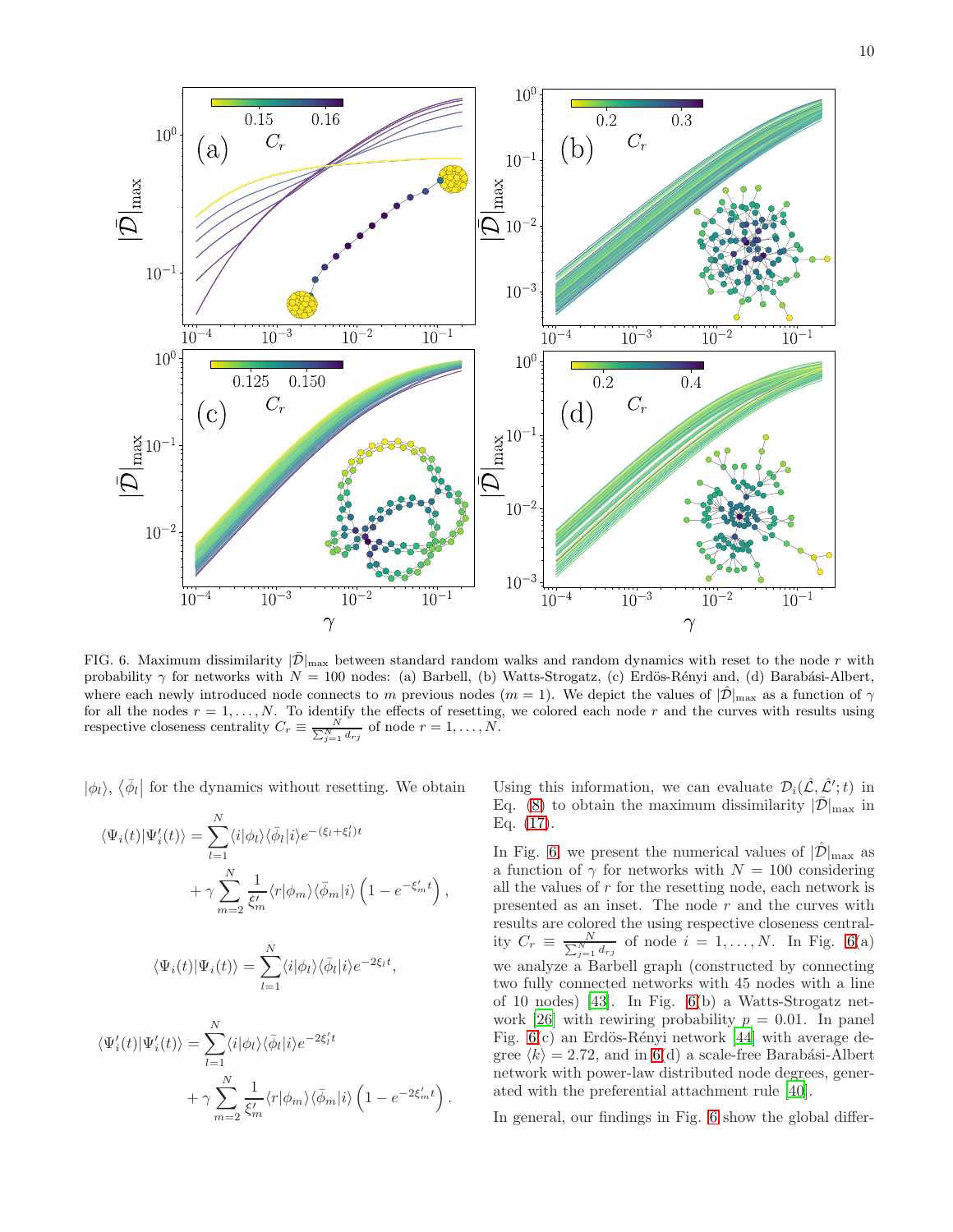FIG. 6. Maximum dissimilarity $|\bar{\mathcal{D}}|_{\max}$ between standard random walks and random dynamics with reset to the node $r$ with probability $\gamma$ for networks with $N = 100$ nodes: (a) Barbell, (b) Watts-Strogatz, (c) Erdös-Rényi and, (d) Barabási-Albert, where each newly introduced node connects to $m$ previous nodes ($m = 1$). We depict the values of $|\hat{\mathcal{D}}|_{\max}$ as a function of $\gamma$ for all the nodes $r = 1, \ldots, N$. To identify the effects of resetting, we colored each node $r$ and the curves with results using respective closeness centrality $C_r \equiv \frac{N}{\sum_{j=1}^{N} d_{rj}}$ of node $r = 1, \ldots, N$.

$|\phi_l\rangle$, $\langle\bar{\phi}_l|$ for the dynamics without resetting. We obtain

$$\langle\Psi_i(t)|\Psi_i'(t)\rangle = \sum_{l=1}^{N} \langle i|\phi_l\rangle\langle\bar{\phi}_l|i\rangle e^{-(\xi_l+\xi_l')t} + \gamma \sum_{m=2}^{N} \frac{1}{\xi_m'} \langle r|\phi_m\rangle\langle\bar{\phi}_m|i\rangle \left(1 - e^{-\xi_m' t}\right),$$

$$\langle\Psi_i(t)|\Psi_i(t)\rangle = \sum_{l=1}^{N} \langle i|\phi_l\rangle\langle\bar{\phi}_l|i\rangle e^{-2\xi_l t},$$

$$\langle\Psi_i'(t)|\Psi_i'(t)\rangle = \sum_{l=1}^{N} \langle i|\phi_l\rangle\langle\bar{\phi}_l|i\rangle e^{-2\xi_l' t} + \gamma \sum_{m=2}^{N} \frac{1}{\xi_m'} \langle r|\phi_m\rangle\langle\bar{\phi}_m|i\rangle \left(1 - e^{-2\xi_m' t}\right).$$

Using this information, we can evaluate $\mathcal{D}_i(\hat{\mathcal{L}}, \hat{\mathcal{L}}'; t)$ in Eq. (8) to obtain the maximum dissimilarity $|\bar{\mathcal{D}}|_{\max}$ in Eq. (17).

In Fig. 6 we present the numerical values of $|\bar{\mathcal{D}}|_{\max}$ as a function of $\gamma$ for networks with $N = 100$ considering all the values of $r$ for the resetting node, each network is presented as an inset. The node $r$ and the curves with results are colored the using respective closeness centrality $C_r \equiv \frac{N}{\sum_{j=1}^{N} d_{rj}}$ of node $i = 1, \ldots, N$. In Fig. 6(a) we analyze a Barbell graph (constructed by connecting two fully connected networks with 45 nodes with a line of 10 nodes) [43]. In Fig. 6(b) a Watts-Strogatz network [26] with rewiring probability $p = 0.01$. In panel Fig. 6(c) an Erdös-Rényi network [44] with average degree $\langle k\rangle = 2.72$, and in 6(d) a scale-free Barabási-Albert network with power-law distributed node degrees, generated with the preferential attachment rule [40].

In general, our findings in Fig. 6 show the global differ-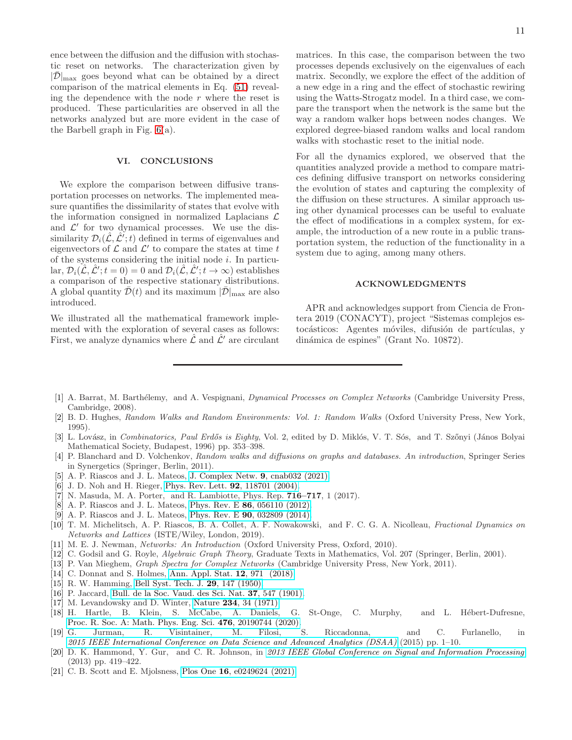ence between the diffusion and the diffusion with stochastic reset on networks. The characterization given by $|\bar{\mathcal{D}}|_{\max}$ goes beyond what can be obtained by a direct comparison of the matrical elements in Eq. (51) revealing the dependence with the node $r$ where the reset is produced. These particularities are observed in all the networks analyzed but are more evident in the case of the Barbell graph in Fig. 6(a).

## VI. CONCLUSIONS

We explore the comparison between diffusive transportation processes on networks. The implemented measure quantifies the dissimilarity of states that evolve with the information consigned in normalized Laplacians $\mathcal{L}$ and $\mathcal{L}'$ for two dynamical processes. We use the dissimilarity $\mathcal{D}_i(\hat{\mathcal{L}}, \hat{\mathcal{L}}'; t)$ defined in terms of eigenvalues and eigenvectors of $\mathcal{L}$ and $\mathcal{L}'$ to compare the states at time $t$ of the systems considering the initial node $i$. In particular, $\mathcal{D}_i(\hat{\mathcal{L}}, \hat{\mathcal{L}}'; t = 0) = 0$ and $\mathcal{D}_i(\hat{\mathcal{L}}, \hat{\mathcal{L}}'; t \to \infty)$ establishes a comparison of the respective stationary distributions. A global quantity $\bar{\mathcal{D}}(t)$ and its maximum $|\bar{\mathcal{D}}|_{\max}$ are also introduced.

We illustrated all the mathematical framework implemented with the exploration of several cases as follows: First, we analyze dynamics where $\hat{\mathcal{L}}$ and $\hat{\mathcal{L}}'$ are circulant matrices. In this case, the comparison between the two processes depends exclusively on the eigenvalues of each matrix. Secondly, we explore the effect of the addition of a new edge in a ring and the effect of stochastic rewiring using the Watts-Strogatz model. In a third case, we compare the transport when the network is the same but the way a random walker hops between nodes changes. We explored degree-biased random walks and local random walks with stochastic reset to the initial node.

For all the dynamics explored, we observed that the quantities analyzed provide a method to compare matrices defining diffusive transport on networks considering the evolution of states and capturing the complexity of the diffusion on these structures. A similar approach using other dynamical processes can be useful to evaluate the effect of modifications in a complex system, for example, the introduction of a new route in a public transportation system, the reduction of the functionality in a system due to aging, among many others.

## ACKNOWLEDGMENTS

APR and acknowledges support from Ciencia de Frontera 2019 (CONACYT), project "Sistemas complejos estocásticos: Agentes móviles, difusión de partículas, y dinámica de espines" (Grant No. 10872).

---

[1] A. Barrat, M. Barthélemy, and A. Vespignani, *Dynamical Processes on Complex Networks* (Cambridge University Press, Cambridge, 2008).
[2] B. D. Hughes, *Random Walks and Random Environments: Vol. 1: Random Walks* (Oxford University Press, New York, 1995).
[3] L. Lovász, in *Combinatorics, Paul Erdős is Eighty*, Vol. 2, edited by D. Miklós, V. T. Sós, and T. Szőnyi (János Bolyai Mathematical Society, Budapest, 1996) pp. 353–398.
[4] P. Blanchard and D. Volchenkov, *Random walks and diffusions on graphs and databases. An introduction*, Springer Series in Synergetics (Springer, Berlin, 2011).
[5] A. P. Riascos and J. L. Mateos, J. Complex Netw. **9**, cnab032 (2021).
[6] J. D. Noh and H. Rieger, Phys. Rev. Lett. **92**, 118701 (2004).
[7] N. Masuda, M. A. Porter, and R. Lambiotte, Phys. Rep. **716–717**, 1 (2017).
[8] A. P. Riascos and J. L. Mateos, Phys. Rev. E **86**, 056110 (2012).
[9] A. P. Riascos and J. L. Mateos, Phys. Rev. E **90**, 032809 (2014).
[10] T. M. Michelitsch, A. P. Riascos, B. A. Collet, A. F. Nowakowski, and F. C. G. A. Nicolleau, *Fractional Dynamics on Networks and Lattices* (ISTE/Wiley, London, 2019).
[11] M. E. J. Newman, *Networks: An Introduction* (Oxford University Press, Oxford, 2010).
[12] C. Godsil and G. Royle, *Algebraic Graph Theory*, Graduate Texts in Mathematics, Vol. 207 (Springer, Berlin, 2001).
[13] P. Van Mieghem, *Graph Spectra for Complex Networks* (Cambridge University Press, New York, 2011).
[14] C. Donnat and S. Holmes, Ann. Appl. Stat. **12**, 971 (2018).
[15] R. W. Hamming, Bell Syst. Tech. J. **29**, 147 (1950).
[16] P. Jaccard, Bull. de la Soc. Vaud. des Sci. Nat. **37**, 547 (1901).
[17] M. Levandowsky and D. Winter, Nature **234**, 34 (1971).
[18] H. Hartle, B. Klein, S. McCabe, A. Daniels, G. St-Onge, C. Murphy, and L. Hébert-Dufresne, Proc. R. Soc. A: Math. Phys. Eng. Sci. **476**, 20190744 (2020).
[19] G. Jurman, R. Visintainer, M. Filosi, S. Riccadonna, and C. Furlanello, in *2015 IEEE International Conference on Data Science and Advanced Analytics (DSAA)* (2015) pp. 1–10.
[20] D. K. Hammond, Y. Gur, and C. R. Johnson, in *2013 IEEE Global Conference on Signal and Information Processing* (2013) pp. 419–422.
[21] C. B. Scott and E. Mjolsness, Plos One **16**, e0249624 (2021).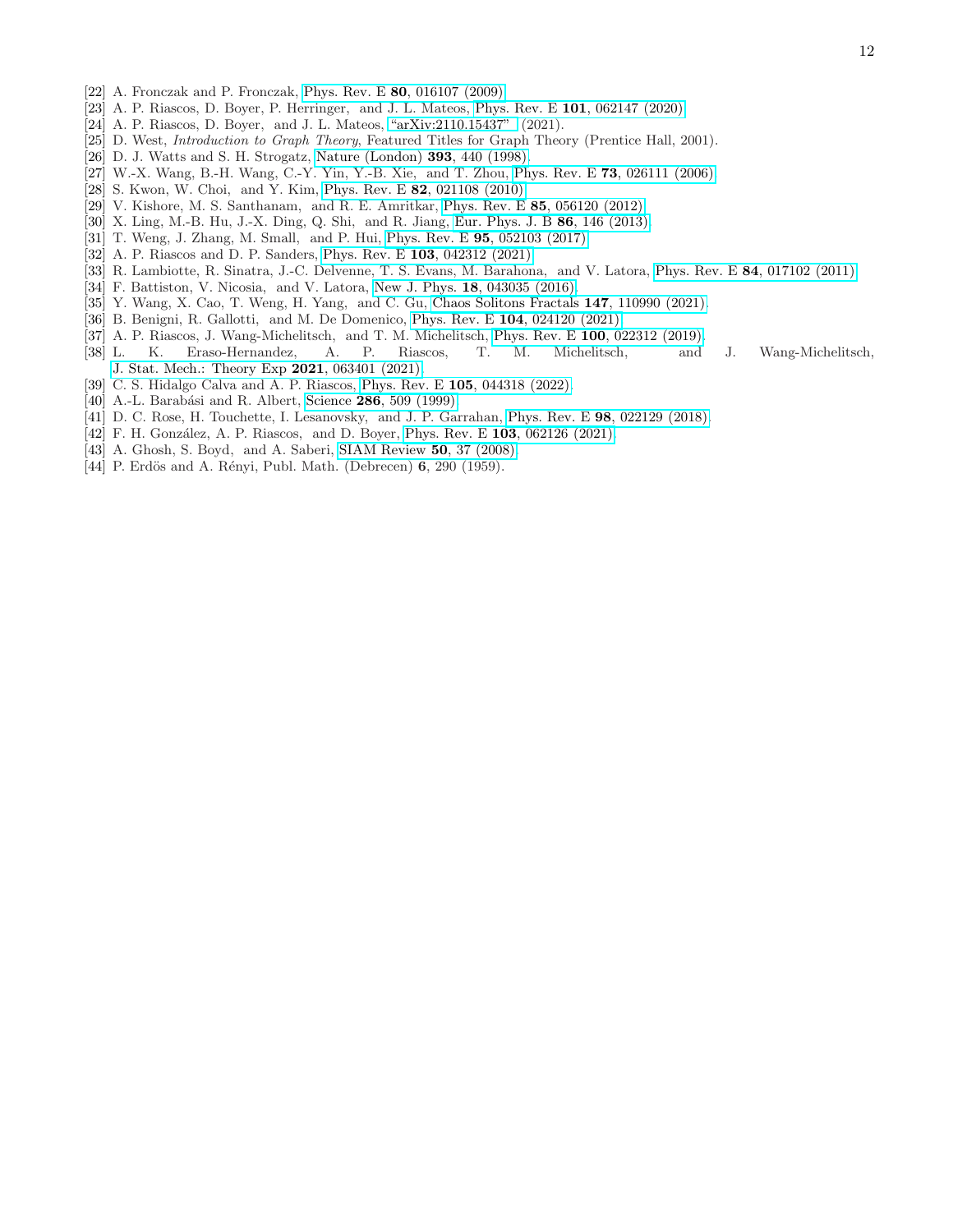[22] A. Fronczak and P. Fronczak, Phys. Rev. E **80**, 016107 (2009).
[23] A. P. Riascos, D. Boyer, P. Herringer, and J. L. Mateos, Phys. Rev. E **101**, 062147 (2020).
[24] A. P. Riascos, D. Boyer, and J. L. Mateos, "arXiv:2110.15437", (2021).
[25] D. West, *Introduction to Graph Theory*, Featured Titles for Graph Theory (Prentice Hall, 2001).
[26] D. J. Watts and S. H. Strogatz, Nature (London) **393**, 440 (1998).
[27] W.-X. Wang, B.-H. Wang, C.-Y. Yin, Y.-B. Xie, and T. Zhou, Phys. Rev. E **73**, 026111 (2006).
[28] S. Kwon, W. Choi, and Y. Kim, Phys. Rev. E **82**, 021108 (2010).
[29] V. Kishore, M. S. Santhanam, and R. E. Amritkar, Phys. Rev. E **85**, 056120 (2012).
[30] X. Ling, M.-B. Hu, J.-X. Ding, Q. Shi, and R. Jiang, Eur. Phys. J. B **86**, 146 (2013).
[31] T. Weng, J. Zhang, M. Small, and P. Hui, Phys. Rev. E **95**, 052103 (2017).
[32] A. P. Riascos and D. P. Sanders, Phys. Rev. E **103**, 042312 (2021).
[33] R. Lambiotte, R. Sinatra, J.-C. Delvenne, T. S. Evans, M. Barahona, and V. Latora, Phys. Rev. E **84**, 017102 (2011).
[34] F. Battiston, V. Nicosia, and V. Latora, New J. Phys. **18**, 043035 (2016).
[35] Y. Wang, X. Cao, T. Weng, H. Yang, and C. Gu, Chaos Solitons Fractals **147**, 110990 (2021).
[36] B. Benigni, R. Gallotti, and M. De Domenico, Phys. Rev. E **104**, 024120 (2021).
[37] A. P. Riascos, J. Wang-Michelitsch, and T. M. Michelitsch, Phys. Rev. E **100**, 022312 (2019).
[38] L. K. Eraso-Hernandez, A. P. Riascos, T. M. Michelitsch, and J. Wang-Michelitsch, J. Stat. Mech.: Theory Exp **2021**, 063401 (2021).
[39] C. S. Hidalgo Calva and A. P. Riascos, Phys. Rev. E **105**, 044318 (2022).
[40] A.-L. Barabási and R. Albert, Science **286**, 509 (1999).
[41] D. C. Rose, H. Touchette, I. Lesanovsky, and J. P. Garrahan, Phys. Rev. E **98**, 022129 (2018).
[42] F. H. González, A. P. Riascos, and D. Boyer, Phys. Rev. E **103**, 062126 (2021).
[43] A. Ghosh, S. Boyd, and A. Saberi, SIAM Review **50**, 37 (2008).
[44] P. Erdös and A. Rényi, Publ. Math. (Debrecen) **6**, 290 (1959).